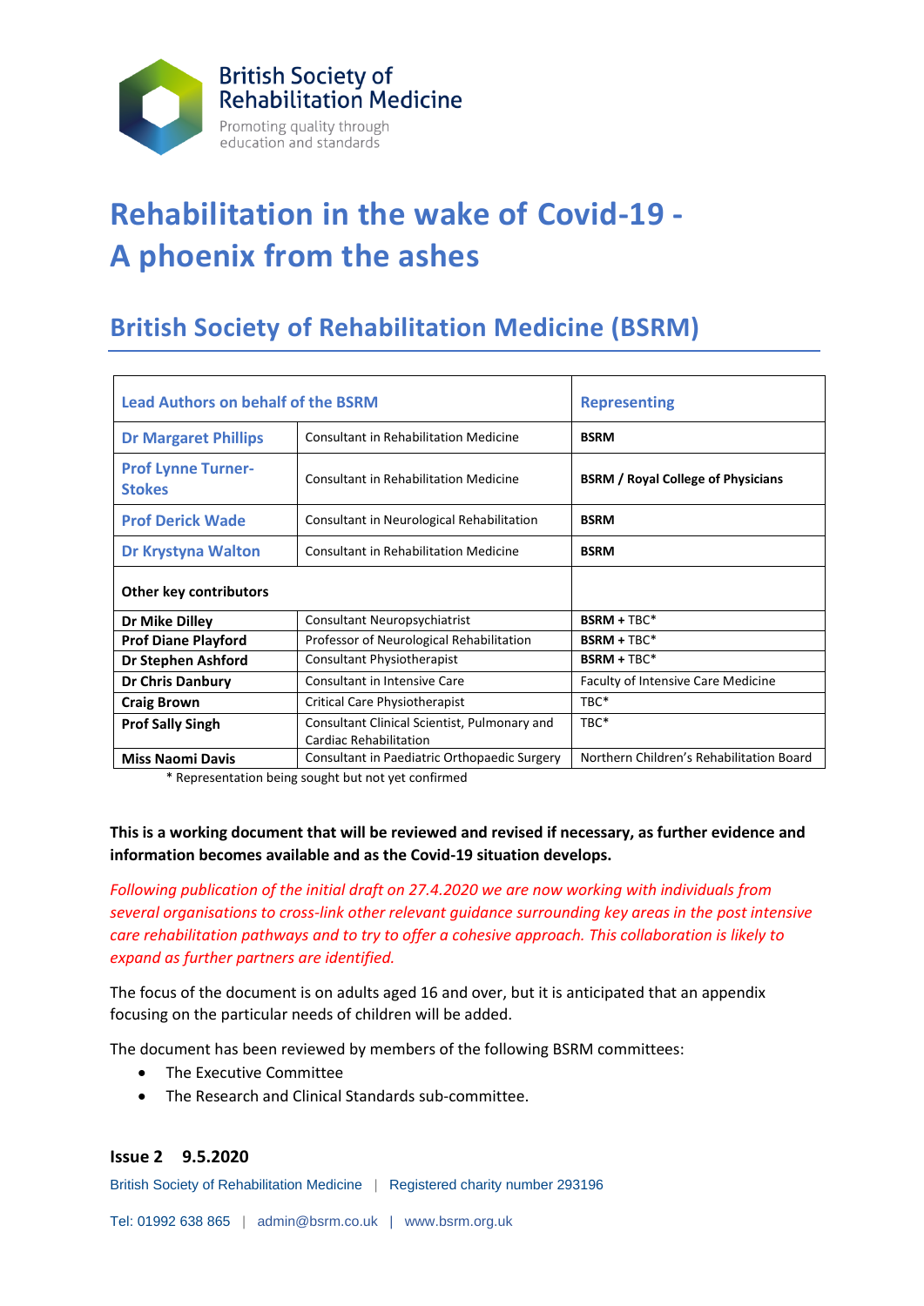British Society of Rehabilitation Medicine

Promoting quality through education and standards

# Rehabilitation in the wake of Covid-19 - A phoenix from the ashes

## British Society of Rehabilitation Medicine (BSRM)

| **Lead Authors on behalf of the BSRM** | | **Representing** |
|---|---|---|
| **Dr Margaret Phillips** | Consultant in Rehabilitation Medicine | **BSRM** |
| **Prof Lynne Turner-Stokes** | Consultant in Rehabilitation Medicine | **BSRM / Royal College of Physicians** |
| **Prof Derick Wade** | Consultant in Neurological Rehabilitation | **BSRM** |
| **Dr Krystyna Walton** | Consultant in Rehabilitation Medicine | **BSRM** |
| **Other key contributors** | | |
| **Dr Mike Dilley** | Consultant Neuropsychiatrist | **BSRM** + TBC* |
| **Prof Diane Playford** | Professor of Neurological Rehabilitation | **BSRM** + TBC* |
| **Dr Stephen Ashford** | Consultant Physiotherapist | **BSRM** + TBC* |
| **Dr Chris Danbury** | Consultant in Intensive Care | Faculty of Intensive Care Medicine |
| **Craig Brown** | Critical Care Physiotherapist | TBC* |
| **Prof Sally Singh** | Consultant Clinical Scientist, Pulmonary and Cardiac Rehabilitation | TBC* |
| **Miss Naomi Davis** | Consultant in Paediatric Orthopaedic Surgery | Northern Children's Rehabilitation Board |

\* Representation being sought but not yet confirmed

**This is a working document that will be reviewed and revised if necessary, as further evidence and information becomes available and as the Covid-19 situation develops.**

*Following publication of the initial draft on 27.4.2020 we are now working with individuals from several organisations to cross-link other relevant guidance surrounding key areas in the post intensive care rehabilitation pathways and to try to offer a cohesive approach. This collaboration is likely to expand as further partners are identified.*

The focus of the document is on adults aged 16 and over, but it is anticipated that an appendix focusing on the particular needs of children will be added.

The document has been reviewed by members of the following BSRM committees:

- The Executive Committee
- The Research and Clinical Standards sub-committee.

**Issue 2 9.5.2020**

British Society of Rehabilitation Medicine | Registered charity number 293196

Tel: 01992 638 865 | admin@bsrm.co.uk | www.bsrm.org.uk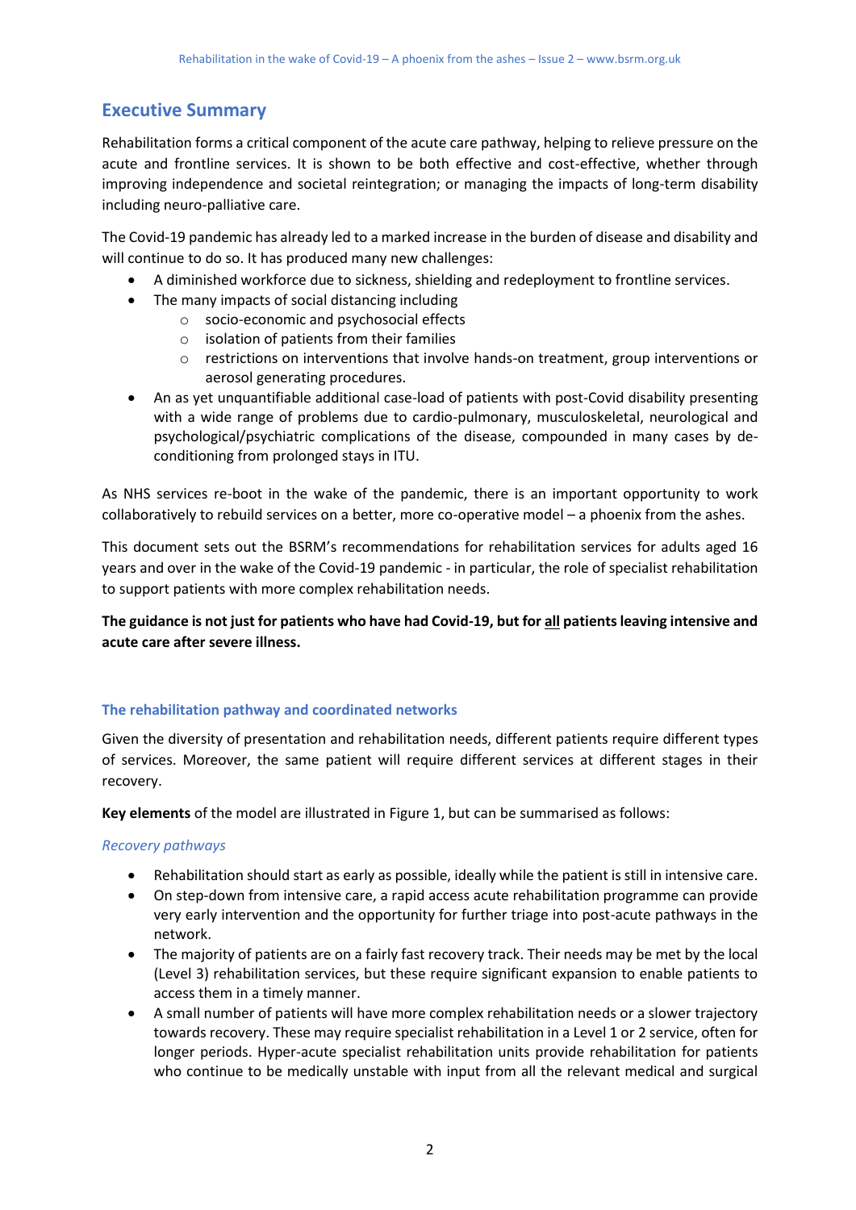## Executive Summary

Rehabilitation forms a critical component of the acute care pathway, helping to relieve pressure on the acute and frontline services. It is shown to be both effective and cost-effective, whether through improving independence and societal reintegration; or managing the impacts of long-term disability including neuro-palliative care.

The Covid-19 pandemic has already led to a marked increase in the burden of disease and disability and will continue to do so. It has produced many new challenges:

- A diminished workforce due to sickness, shielding and redeployment to frontline services.
- The many impacts of social distancing including
  - socio-economic and psychosocial effects
  - isolation of patients from their families
  - restrictions on interventions that involve hands-on treatment, group interventions or aerosol generating procedures.
- An as yet unquantifiable additional case-load of patients with post-Covid disability presenting with a wide range of problems due to cardio-pulmonary, musculoskeletal, neurological and psychological/psychiatric complications of the disease, compounded in many cases by de-conditioning from prolonged stays in ITU.

As NHS services re-boot in the wake of the pandemic, there is an important opportunity to work collaboratively to rebuild services on a better, more co-operative model – a phoenix from the ashes.

This document sets out the BSRM's recommendations for rehabilitation services for adults aged 16 years and over in the wake of the Covid-19 pandemic - in particular, the role of specialist rehabilitation to support patients with more complex rehabilitation needs.

**The guidance is not just for patients who have had Covid-19, but for <u>all</u> patients leaving intensive and acute care after severe illness.**

### The rehabilitation pathway and coordinated networks

Given the diversity of presentation and rehabilitation needs, different patients require different types of services. Moreover, the same patient will require different services at different stages in their recovery.

**Key elements** of the model are illustrated in Figure 1, but can be summarised as follows:

#### *Recovery pathways*

- Rehabilitation should start as early as possible, ideally while the patient is still in intensive care.
- On step-down from intensive care, a rapid access acute rehabilitation programme can provide very early intervention and the opportunity for further triage into post-acute pathways in the network.
- The majority of patients are on a fairly fast recovery track. Their needs may be met by the local (Level 3) rehabilitation services, but these require significant expansion to enable patients to access them in a timely manner.
- A small number of patients will have more complex rehabilitation needs or a slower trajectory towards recovery. These may require specialist rehabilitation in a Level 1 or 2 service, often for longer periods. Hyper-acute specialist rehabilitation units provide rehabilitation for patients who continue to be medically unstable with input from all the relevant medical and surgical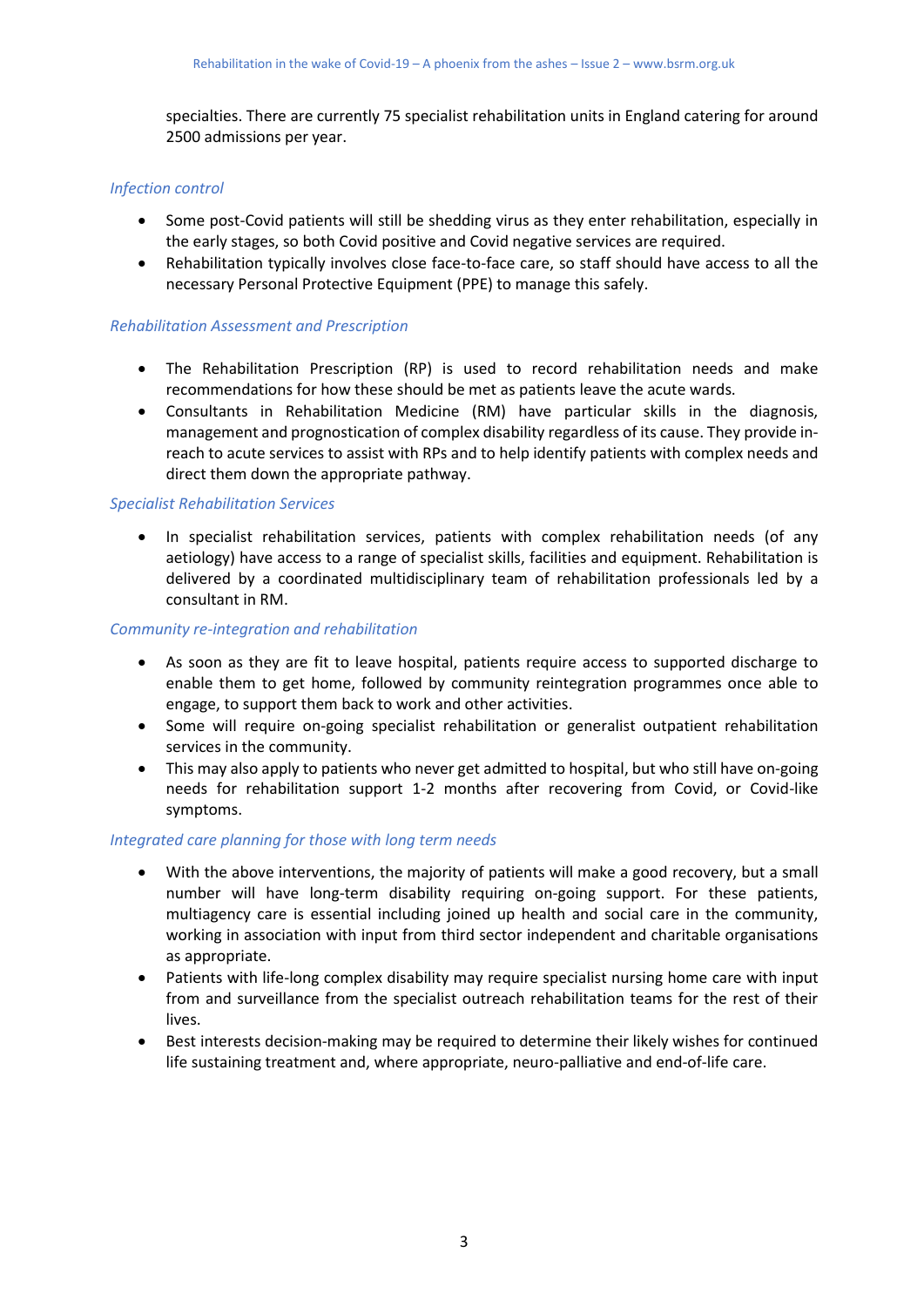specialties. There are currently 75 specialist rehabilitation units in England catering for around 2500 admissions per year.

*Infection control*

- Some post-Covid patients will still be shedding virus as they enter rehabilitation, especially in the early stages, so both Covid positive and Covid negative services are required.
- Rehabilitation typically involves close face-to-face care, so staff should have access to all the necessary Personal Protective Equipment (PPE) to manage this safely.

*Rehabilitation Assessment and Prescription*

- The Rehabilitation Prescription (RP) is used to record rehabilitation needs and make recommendations for how these should be met as patients leave the acute wards.
- Consultants in Rehabilitation Medicine (RM) have particular skills in the diagnosis, management and prognostication of complex disability regardless of its cause. They provide in-reach to acute services to assist with RPs and to help identify patients with complex needs and direct them down the appropriate pathway.

*Specialist Rehabilitation Services*

- In specialist rehabilitation services, patients with complex rehabilitation needs (of any aetiology) have access to a range of specialist skills, facilities and equipment. Rehabilitation is delivered by a coordinated multidisciplinary team of rehabilitation professionals led by a consultant in RM.

*Community re-integration and rehabilitation*

- As soon as they are fit to leave hospital, patients require access to supported discharge to enable them to get home, followed by community reintegration programmes once able to engage, to support them back to work and other activities.
- Some will require on-going specialist rehabilitation or generalist outpatient rehabilitation services in the community.
- This may also apply to patients who never get admitted to hospital, but who still have on-going needs for rehabilitation support 1-2 months after recovering from Covid, or Covid-like symptoms.

*Integrated care planning for those with long term needs*

- With the above interventions, the majority of patients will make a good recovery, but a small number will have long-term disability requiring on-going support. For these patients, multiagency care is essential including joined up health and social care in the community, working in association with input from third sector independent and charitable organisations as appropriate.
- Patients with life-long complex disability may require specialist nursing home care with input from and surveillance from the specialist outreach rehabilitation teams for the rest of their lives.
- Best interests decision-making may be required to determine their likely wishes for continued life sustaining treatment and, where appropriate, neuro-palliative and end-of-life care.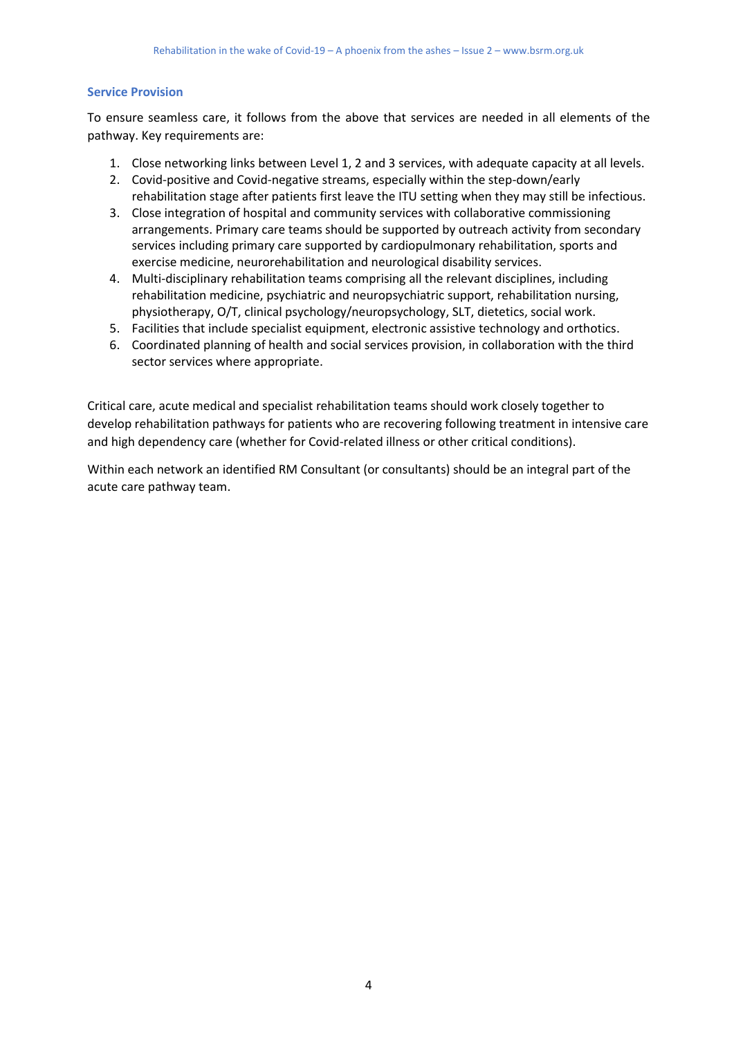## Service Provision

To ensure seamless care, it follows from the above that services are needed in all elements of the pathway. Key requirements are:

1. Close networking links between Level 1, 2 and 3 services, with adequate capacity at all levels.
2. Covid-positive and Covid-negative streams, especially within the step-down/early rehabilitation stage after patients first leave the ITU setting when they may still be infectious.
3. Close integration of hospital and community services with collaborative commissioning arrangements. Primary care teams should be supported by outreach activity from secondary services including primary care supported by cardiopulmonary rehabilitation, sports and exercise medicine, neurorehabilitation and neurological disability services.
4. Multi-disciplinary rehabilitation teams comprising all the relevant disciplines, including rehabilitation medicine, psychiatric and neuropsychiatric support, rehabilitation nursing, physiotherapy, O/T, clinical psychology/neuropsychology, SLT, dietetics, social work.
5. Facilities that include specialist equipment, electronic assistive technology and orthotics.
6. Coordinated planning of health and social services provision, in collaboration with the third sector services where appropriate.

Critical care, acute medical and specialist rehabilitation teams should work closely together to develop rehabilitation pathways for patients who are recovering following treatment in intensive care and high dependency care (whether for Covid-related illness or other critical conditions).

Within each network an identified RM Consultant (or consultants) should be an integral part of the acute care pathway team.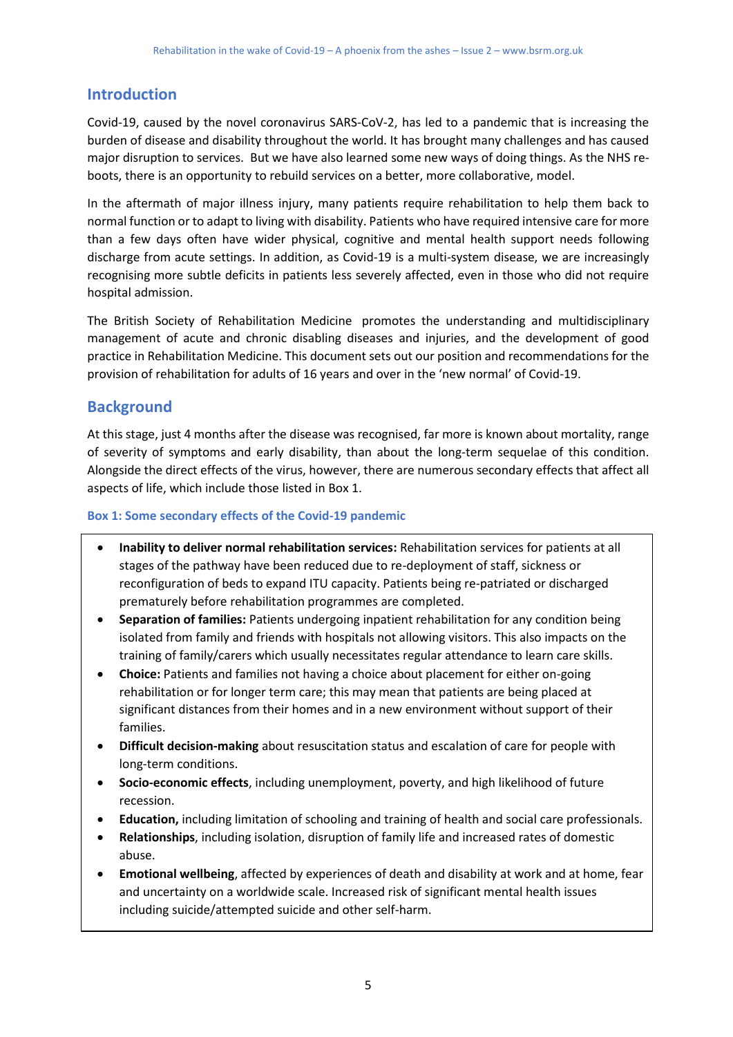## Introduction

Covid-19, caused by the novel coronavirus SARS-CoV-2, has led to a pandemic that is increasing the burden of disease and disability throughout the world. It has brought many challenges and has caused major disruption to services. But we have also learned some new ways of doing things. As the NHS re-boots, there is an opportunity to rebuild services on a better, more collaborative, model.

In the aftermath of major illness injury, many patients require rehabilitation to help them back to normal function or to adapt to living with disability. Patients who have required intensive care for more than a few days often have wider physical, cognitive and mental health support needs following discharge from acute settings. In addition, as Covid-19 is a multi-system disease, we are increasingly recognising more subtle deficits in patients less severely affected, even in those who did not require hospital admission.

The British Society of Rehabilitation Medicine promotes the understanding and multidisciplinary management of acute and chronic disabling diseases and injuries, and the development of good practice in Rehabilitation Medicine. This document sets out our position and recommendations for the provision of rehabilitation for adults of 16 years and over in the 'new normal' of Covid-19.

## Background

At this stage, just 4 months after the disease was recognised, far more is known about mortality, range of severity of symptoms and early disability, than about the long-term sequelae of this condition. Alongside the direct effects of the virus, however, there are numerous secondary effects that affect all aspects of life, which include those listed in Box 1.

### Box 1: Some secondary effects of the Covid-19 pandemic

- **Inability to deliver normal rehabilitation services:** Rehabilitation services for patients at all stages of the pathway have been reduced due to re-deployment of staff, sickness or reconfiguration of beds to expand ITU capacity. Patients being re-patriated or discharged prematurely before rehabilitation programmes are completed.
- **Separation of families:** Patients undergoing inpatient rehabilitation for any condition being isolated from family and friends with hospitals not allowing visitors. This also impacts on the training of family/carers which usually necessitates regular attendance to learn care skills.
- **Choice:** Patients and families not having a choice about placement for either on-going rehabilitation or for longer term care; this may mean that patients are being placed at significant distances from their homes and in a new environment without support of their families.
- **Difficult decision-making** about resuscitation status and escalation of care for people with long-term conditions.
- **Socio-economic effects**, including unemployment, poverty, and high likelihood of future recession.
- **Education,** including limitation of schooling and training of health and social care professionals.
- **Relationships**, including isolation, disruption of family life and increased rates of domestic abuse.
- **Emotional wellbeing**, affected by experiences of death and disability at work and at home, fear and uncertainty on a worldwide scale. Increased risk of significant mental health issues including suicide/attempted suicide and other self-harm.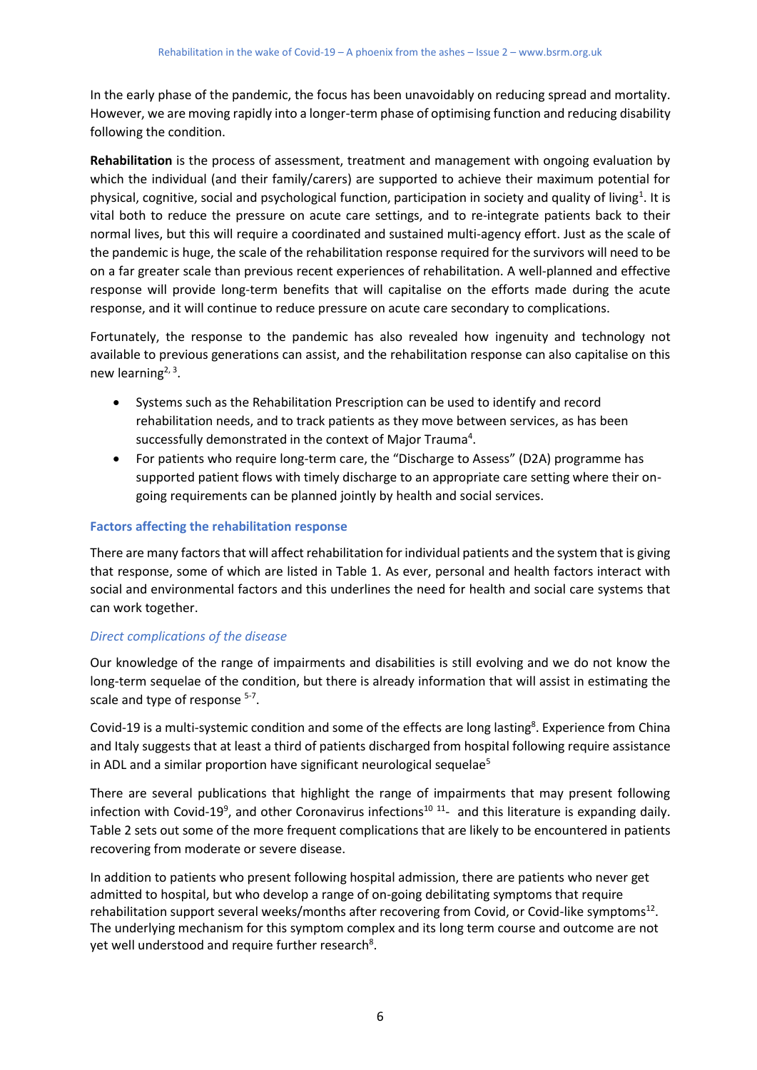In the early phase of the pandemic, the focus has been unavoidably on reducing spread and mortality. However, we are moving rapidly into a longer-term phase of optimising function and reducing disability following the condition.

**Rehabilitation** is the process of assessment, treatment and management with ongoing evaluation by which the individual (and their family/carers) are supported to achieve their maximum potential for physical, cognitive, social and psychological function, participation in society and quality of living[1]. It is vital both to reduce the pressure on acute care settings, and to re-integrate patients back to their normal lives, but this will require a coordinated and sustained multi-agency effort. Just as the scale of the pandemic is huge, the scale of the rehabilitation response required for the survivors will need to be on a far greater scale than previous recent experiences of rehabilitation. A well-planned and effective response will provide long-term benefits that will capitalise on the efforts made during the acute response, and it will continue to reduce pressure on acute care secondary to complications.

Fortunately, the response to the pandemic has also revealed how ingenuity and technology not available to previous generations can assist, and the rehabilitation response can also capitalise on this new learning[2, 3].

- Systems such as the Rehabilitation Prescription can be used to identify and record rehabilitation needs, and to track patients as they move between services, as has been successfully demonstrated in the context of Major Trauma[4].
- For patients who require long-term care, the "Discharge to Assess" (D2A) programme has supported patient flows with timely discharge to an appropriate care setting where their on-going requirements can be planned jointly by health and social services.

### Factors affecting the rehabilitation response

There are many factors that will affect rehabilitation for individual patients and the system that is giving that response, some of which are listed in Table 1. As ever, personal and health factors interact with social and environmental factors and this underlines the need for health and social care systems that can work together.

#### *Direct complications of the disease*

Our knowledge of the range of impairments and disabilities is still evolving and we do not know the long-term sequelae of the condition, but there is already information that will assist in estimating the scale and type of response [5-7].

Covid-19 is a multi-systemic condition and some of the effects are long lasting[8]. Experience from China and Italy suggests that at least a third of patients discharged from hospital following require assistance in ADL and a similar proportion have significant neurological sequelae[5]

There are several publications that highlight the range of impairments that may present following infection with Covid-19[9], and other Coronavirus infections[10 11]- and this literature is expanding daily. Table 2 sets out some of the more frequent complications that are likely to be encountered in patients recovering from moderate or severe disease.

In addition to patients who present following hospital admission, there are patients who never get admitted to hospital, but who develop a range of on-going debilitating symptoms that require rehabilitation support several weeks/months after recovering from Covid, or Covid-like symptoms[12]. The underlying mechanism for this symptom complex and its long term course and outcome are not yet well understood and require further research[8].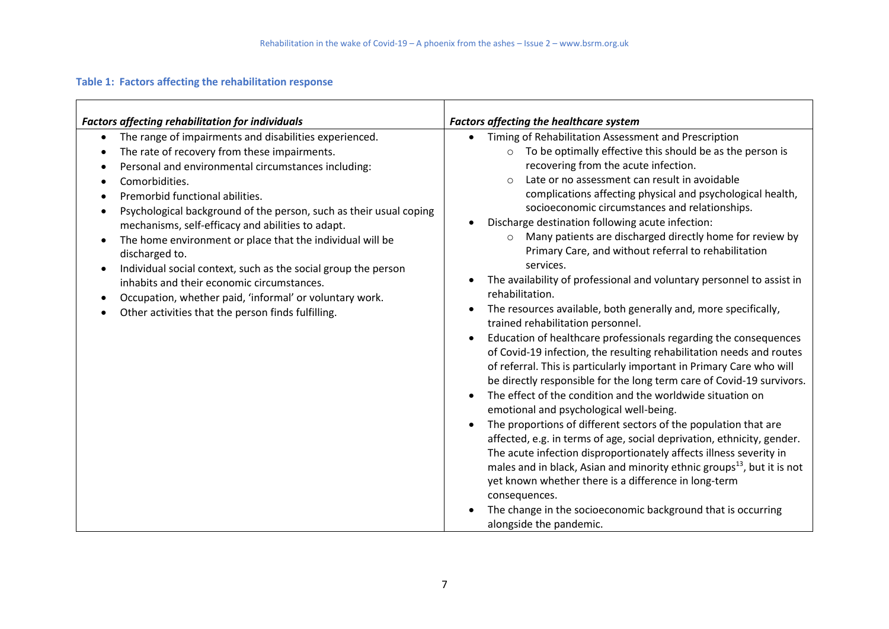### Table 1: Factors affecting the rehabilitation response

| *Factors affecting rehabilitation for individuals* | *Factors affecting the healthcare system* |
|---|---|
| • The range of impairments and disabilities experienced.<br>• The rate of recovery from these impairments.<br>• Personal and environmental circumstances including:<br>• Comorbidities.<br>• Premorbid functional abilities.<br>• Psychological background of the person, such as their usual coping mechanisms, self-efficacy and abilities to adapt.<br>• The home environment or place that the individual will be discharged to.<br>• Individual social context, such as the social group the person inhabits and their economic circumstances.<br>• Occupation, whether paid, 'informal' or voluntary work.<br>• Other activities that the person finds fulfilling. | • Timing of Rehabilitation Assessment and Prescription<br>  ○ To be optimally effective this should be as the person is recovering from the acute infection.<br>  ○ Late or no assessment can result in avoidable complications affecting physical and psychological health, socioeconomic circumstances and relationships.<br>• Discharge destination following acute infection:<br>  ○ Many patients are discharged directly home for review by Primary Care, and without referral to rehabilitation services.<br>• The availability of professional and voluntary personnel to assist in rehabilitation.<br>• The resources available, both generally and, more specifically, trained rehabilitation personnel.<br>• Education of healthcare professionals regarding the consequences of Covid-19 infection, the resulting rehabilitation needs and routes of referral. This is particularly important in Primary Care who will be directly responsible for the long term care of Covid-19 survivors.<br>• The effect of the condition and the worldwide situation on emotional and psychological well-being.<br>• The proportions of different sectors of the population that are affected, e.g. in terms of age, social deprivation, ethnicity, gender. The acute infection disproportionately affects illness severity in males and in black, Asian and minority ethnic groups[13], but it is not yet known whether there is a difference in long-term consequences.<br>• The change in the socioeconomic background that is occurring alongside the pandemic. |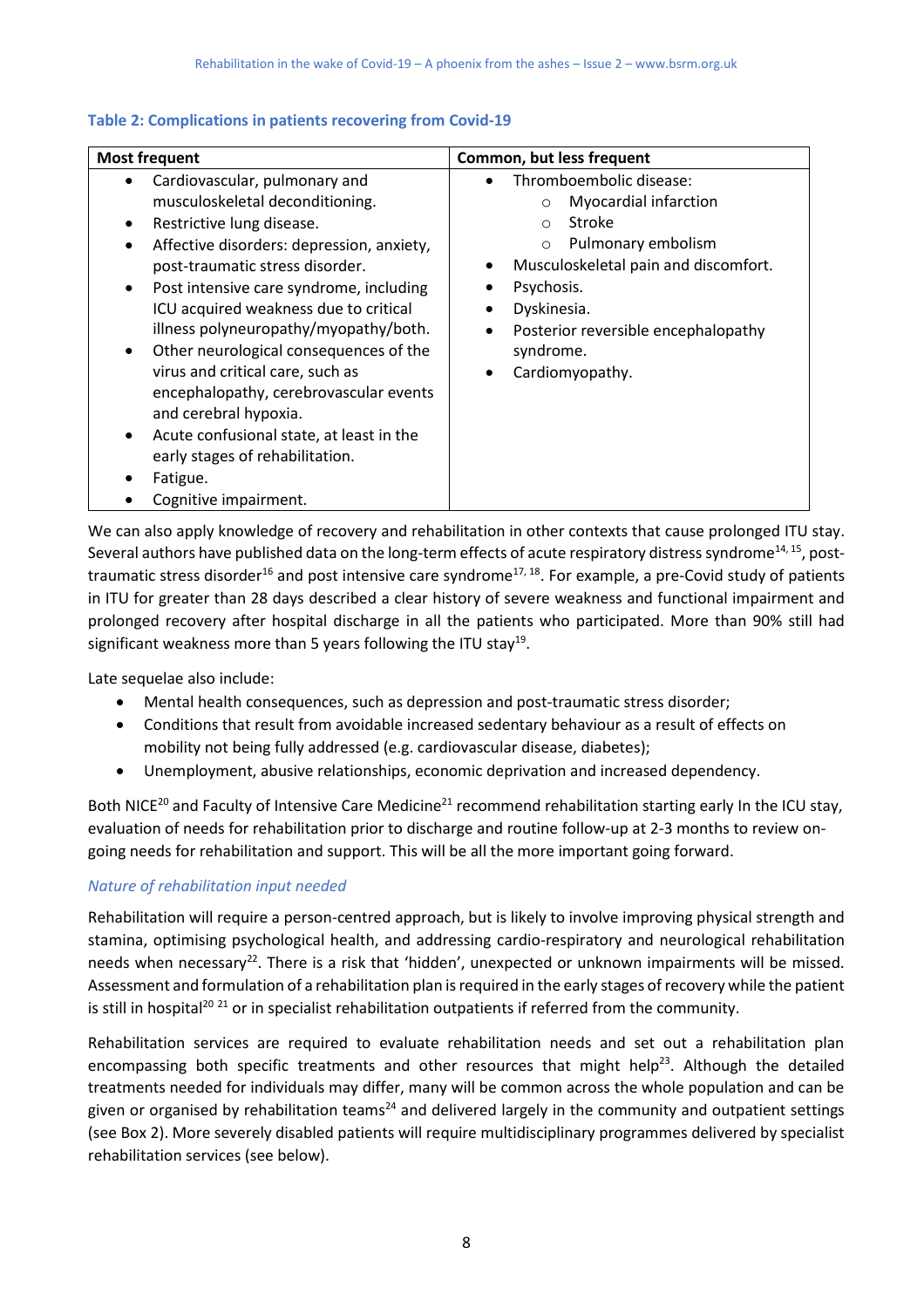**Table 2: Complications in patients recovering from Covid-19**

| Most frequent | Common, but less frequent |
|---|---|
| • Cardiovascular, pulmonary and musculoskeletal deconditioning.<br>• Restrictive lung disease.<br>• Affective disorders: depression, anxiety, post-traumatic stress disorder.<br>• Post intensive care syndrome, including ICU acquired weakness due to critical illness polyneuropathy/myopathy/both.<br>• Other neurological consequences of the virus and critical care, such as encephalopathy, cerebrovascular events and cerebral hypoxia.<br>• Acute confusional state, at least in the early stages of rehabilitation.<br>• Fatigue.<br>• Cognitive impairment. | • Thromboembolic disease:<br>  ○ Myocardial infarction<br>  ○ Stroke<br>  ○ Pulmonary embolism<br>• Musculoskeletal pain and discomfort.<br>• Psychosis.<br>• Dyskinesia.<br>• Posterior reversible encephalopathy syndrome.<br>• Cardiomyopathy. |

We can also apply knowledge of recovery and rehabilitation in other contexts that cause prolonged ITU stay. Several authors have published data on the long-term effects of acute respiratory distress syndrome[14, 15], post-traumatic stress disorder[16] and post intensive care syndrome[17, 18]. For example, a pre-Covid study of patients in ITU for greater than 28 days described a clear history of severe weakness and functional impairment and prolonged recovery after hospital discharge in all the patients who participated. More than 90% still had significant weakness more than 5 years following the ITU stay[19].

Late sequelae also include:

- Mental health consequences, such as depression and post-traumatic stress disorder;
- Conditions that result from avoidable increased sedentary behaviour as a result of effects on mobility not being fully addressed (e.g. cardiovascular disease, diabetes);
- Unemployment, abusive relationships, economic deprivation and increased dependency.

Both NICE[20] and Faculty of Intensive Care Medicine[21] recommend rehabilitation starting early In the ICU stay, evaluation of needs for rehabilitation prior to discharge and routine follow-up at 2-3 months to review on-going needs for rehabilitation and support. This will be all the more important going forward.

*Nature of rehabilitation input needed*

Rehabilitation will require a person-centred approach, but is likely to involve improving physical strength and stamina, optimising psychological health, and addressing cardio-respiratory and neurological rehabilitation needs when necessary[22]. There is a risk that 'hidden', unexpected or unknown impairments will be missed. Assessment and formulation of a rehabilitation plan is required in the early stages of recovery while the patient is still in hospital[20 21] or in specialist rehabilitation outpatients if referred from the community.

Rehabilitation services are required to evaluate rehabilitation needs and set out a rehabilitation plan encompassing both specific treatments and other resources that might help[23]. Although the detailed treatments needed for individuals may differ, many will be common across the whole population and can be given or organised by rehabilitation teams[24] and delivered largely in the community and outpatient settings (see Box 2). More severely disabled patients will require multidisciplinary programmes delivered by specialist rehabilitation services (see below).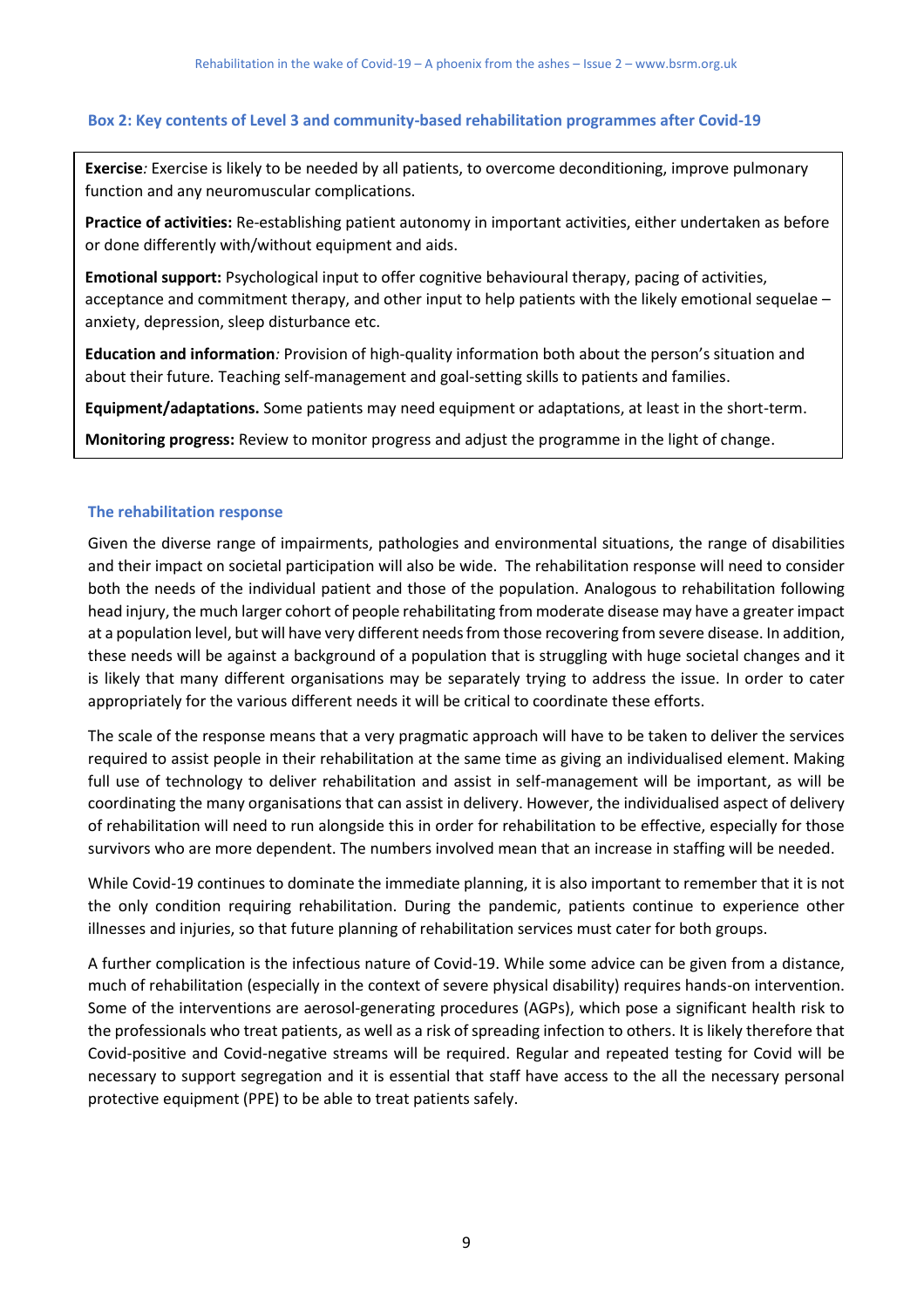### Box 2: Key contents of Level 3 and community-based rehabilitation programmes after Covid-19

**Exercise***:* Exercise is likely to be needed by all patients, to overcome deconditioning, improve pulmonary function and any neuromuscular complications.

**Practice of activities:** Re-establishing patient autonomy in important activities, either undertaken as before or done differently with/without equipment and aids.

**Emotional support:** Psychological input to offer cognitive behavioural therapy, pacing of activities, acceptance and commitment therapy, and other input to help patients with the likely emotional sequelae – anxiety, depression, sleep disturbance etc.

**Education and information***:* Provision of high-quality information both about the person's situation and about their future. Teaching self-management and goal-setting skills to patients and families.

**Equipment/adaptations.** Some patients may need equipment or adaptations, at least in the short-term.

**Monitoring progress:** Review to monitor progress and adjust the programme in the light of change.

### The rehabilitation response

Given the diverse range of impairments, pathologies and environmental situations, the range of disabilities and their impact on societal participation will also be wide. The rehabilitation response will need to consider both the needs of the individual patient and those of the population. Analogous to rehabilitation following head injury, the much larger cohort of people rehabilitating from moderate disease may have a greater impact at a population level, but will have very different needs from those recovering from severe disease. In addition, these needs will be against a background of a population that is struggling with huge societal changes and it is likely that many different organisations may be separately trying to address the issue. In order to cater appropriately for the various different needs it will be critical to coordinate these efforts.

The scale of the response means that a very pragmatic approach will have to be taken to deliver the services required to assist people in their rehabilitation at the same time as giving an individualised element. Making full use of technology to deliver rehabilitation and assist in self-management will be important, as will be coordinating the many organisations that can assist in delivery. However, the individualised aspect of delivery of rehabilitation will need to run alongside this in order for rehabilitation to be effective, especially for those survivors who are more dependent. The numbers involved mean that an increase in staffing will be needed.

While Covid-19 continues to dominate the immediate planning, it is also important to remember that it is not the only condition requiring rehabilitation. During the pandemic, patients continue to experience other illnesses and injuries, so that future planning of rehabilitation services must cater for both groups.

A further complication is the infectious nature of Covid-19. While some advice can be given from a distance, much of rehabilitation (especially in the context of severe physical disability) requires hands-on intervention. Some of the interventions are aerosol-generating procedures (AGPs), which pose a significant health risk to the professionals who treat patients, as well as a risk of spreading infection to others. It is likely therefore that Covid-positive and Covid-negative streams will be required. Regular and repeated testing for Covid will be necessary to support segregation and it is essential that staff have access to the all the necessary personal protective equipment (PPE) to be able to treat patients safely.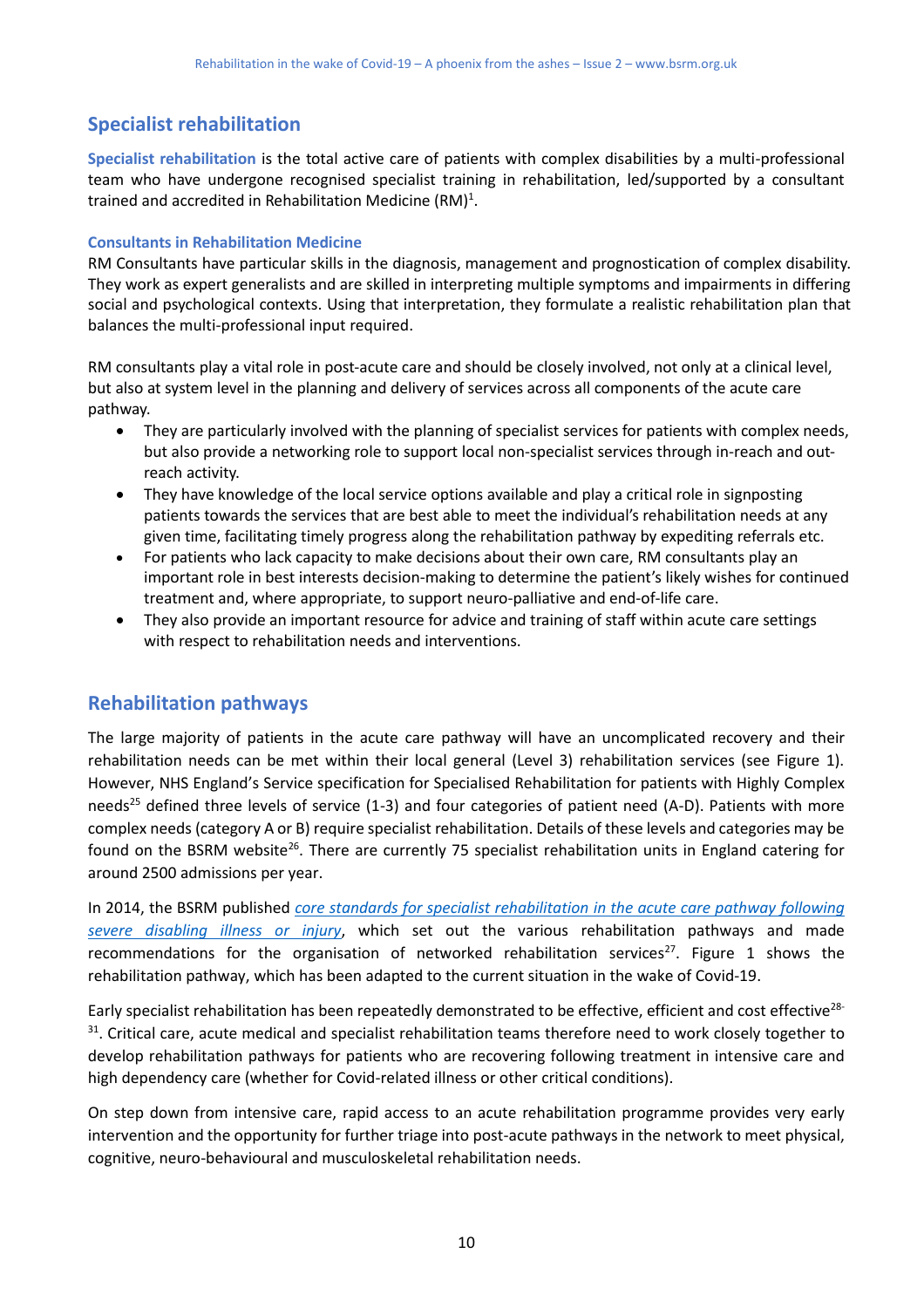## Specialist rehabilitation

**Specialist rehabilitation** is the total active care of patients with complex disabilities by a multi-professional team who have undergone recognised specialist training in rehabilitation, led/supported by a consultant trained and accredited in Rehabilitation Medicine (RM)[1].

### Consultants in Rehabilitation Medicine

RM Consultants have particular skills in the diagnosis, management and prognostication of complex disability. They work as expert generalists and are skilled in interpreting multiple symptoms and impairments in differing social and psychological contexts. Using that interpretation, they formulate a realistic rehabilitation plan that balances the multi-professional input required.

RM consultants play a vital role in post-acute care and should be closely involved, not only at a clinical level, but also at system level in the planning and delivery of services across all components of the acute care pathway.

- They are particularly involved with the planning of specialist services for patients with complex needs, but also provide a networking role to support local non-specialist services through in-reach and out-reach activity.
- They have knowledge of the local service options available and play a critical role in signposting patients towards the services that are best able to meet the individual's rehabilitation needs at any given time, facilitating timely progress along the rehabilitation pathway by expediting referrals etc.
- For patients who lack capacity to make decisions about their own care, RM consultants play an important role in best interests decision-making to determine the patient's likely wishes for continued treatment and, where appropriate, to support neuro-palliative and end-of-life care.
- They also provide an important resource for advice and training of staff within acute care settings with respect to rehabilitation needs and interventions.

## Rehabilitation pathways

The large majority of patients in the acute care pathway will have an uncomplicated recovery and their rehabilitation needs can be met within their local general (Level 3) rehabilitation services (see Figure 1). However, NHS England's Service specification for Specialised Rehabilitation for patients with Highly Complex needs[25] defined three levels of service (1-3) and four categories of patient need (A-D). Patients with more complex needs (category A or B) require specialist rehabilitation. Details of these levels and categories may be found on the BSRM website[26]. There are currently 75 specialist rehabilitation units in England catering for around 2500 admissions per year.

In 2014, the BSRM published *core standards for specialist rehabilitation in the acute care pathway following severe disabling illness or injury*, which set out the various rehabilitation pathways and made recommendations for the organisation of networked rehabilitation services[27]. Figure 1 shows the rehabilitation pathway, which has been adapted to the current situation in the wake of Covid-19.

Early specialist rehabilitation has been repeatedly demonstrated to be effective, efficient and cost effective[28-31]. Critical care, acute medical and specialist rehabilitation teams therefore need to work closely together to develop rehabilitation pathways for patients who are recovering following treatment in intensive care and high dependency care (whether for Covid-related illness or other critical conditions).

On step down from intensive care, rapid access to an acute rehabilitation programme provides very early intervention and the opportunity for further triage into post-acute pathways in the network to meet physical, cognitive, neuro-behavioural and musculoskeletal rehabilitation needs.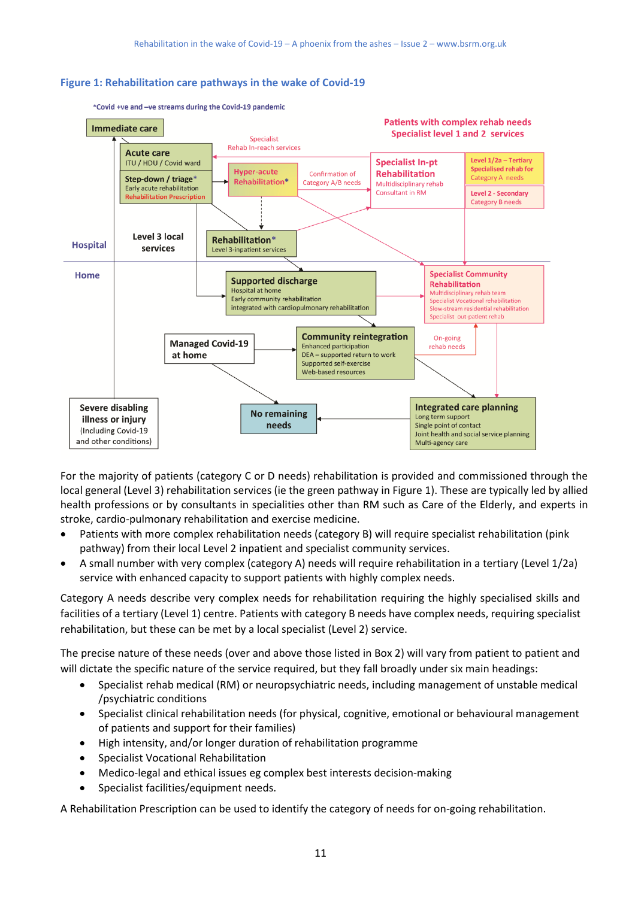### Figure 1: Rehabilitation care pathways in the wake of Covid-19

*Covid +ve and –ve streams during the Covid-19 pandemic

Immediate care

Acute care
ITU / HDU / Covid ward

Step-down / triage*
Early acute rehabilitation
Rehabilitation Prescription

Specialist
Rehab In-reach services

Hyper-acute
Rehabilitation*

Confirmation of
Category A/B needs

Patients with complex rehab needs
Specialist level 1 and 2 services

Specialist In-pt
Rehabilitation
Multidisciplinary rehab
Consultant in RM

Level 1/2a – Tertiary
Specialised rehab for
Category A needs

Level 2 - Secondary
Category B needs

Hospital

Level 3 local
services

Rehabilitation*
Level 3-inpatient services

Home

Supported discharge
Hospital at home
Early community rehabilitation
integrated with cardiopulmonary rehabilitation

Specialist Community
Rehabilitation
Multidisciplinary rehab team
Specialist Vocational rehabilitation
Slow-stream residential rehabilitation
Specialist out-patient rehab

Managed Covid-19
at home

Community reintegration
Enhanced participation
DEA – supported return to work
Supported self-exercise
Web-based resources

On-going
rehab needs

Severe disabling
illness or injury
(Including Covid-19
and other conditions)

No remaining
needs

Integrated care planning
Long term support
Single point of contact
Joint health and social service planning
Multi-agency care

For the majority of patients (category C or D needs) rehabilitation is provided and commissioned through the local general (Level 3) rehabilitation services (ie the green pathway in Figure 1). These are typically led by allied health professions or by consultants in specialities other than RM such as Care of the Elderly, and experts in stroke, cardio-pulmonary rehabilitation and exercise medicine.

- Patients with more complex rehabilitation needs (category B) will require specialist rehabilitation (pink pathway) from their local Level 2 inpatient and specialist community services.
- A small number with very complex (category A) needs will require rehabilitation in a tertiary (Level 1/2a) service with enhanced capacity to support patients with highly complex needs.

Category A needs describe very complex needs for rehabilitation requiring the highly specialised skills and facilities of a tertiary (Level 1) centre. Patients with category B needs have complex needs, requiring specialist rehabilitation, but these can be met by a local specialist (Level 2) service.

The precise nature of these needs (over and above those listed in Box 2) will vary from patient to patient and will dictate the specific nature of the service required, but they fall broadly under six main headings:

- Specialist rehab medical (RM) or neuropsychiatric needs, including management of unstable medical /psychiatric conditions
- Specialist clinical rehabilitation needs (for physical, cognitive, emotional or behavioural management of patients and support for their families)
- High intensity, and/or longer duration of rehabilitation programme
- Specialist Vocational Rehabilitation
- Medico-legal and ethical issues eg complex best interests decision-making
- Specialist facilities/equipment needs.

A Rehabilitation Prescription can be used to identify the category of needs for on-going rehabilitation.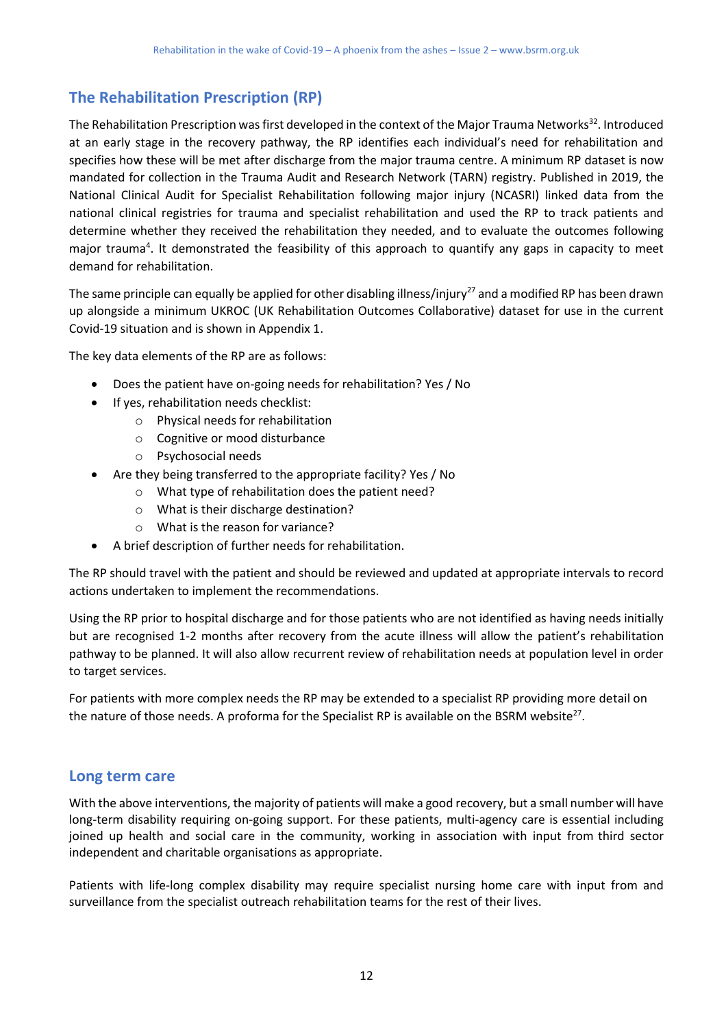## The Rehabilitation Prescription (RP)

The Rehabilitation Prescription was first developed in the context of the Major Trauma Networks[32]. Introduced at an early stage in the recovery pathway, the RP identifies each individual's need for rehabilitation and specifies how these will be met after discharge from the major trauma centre. A minimum RP dataset is now mandated for collection in the Trauma Audit and Research Network (TARN) registry. Published in 2019, the National Clinical Audit for Specialist Rehabilitation following major injury (NCASRI) linked data from the national clinical registries for trauma and specialist rehabilitation and used the RP to track patients and determine whether they received the rehabilitation they needed, and to evaluate the outcomes following major trauma[4]. It demonstrated the feasibility of this approach to quantify any gaps in capacity to meet demand for rehabilitation.

The same principle can equally be applied for other disabling illness/injury[27] and a modified RP has been drawn up alongside a minimum UKROC (UK Rehabilitation Outcomes Collaborative) dataset for use in the current Covid-19 situation and is shown in Appendix 1.

The key data elements of the RP are as follows:

- Does the patient have on-going needs for rehabilitation? Yes / No
- If yes, rehabilitation needs checklist:
  - Physical needs for rehabilitation
  - Cognitive or mood disturbance
  - Psychosocial needs
- Are they being transferred to the appropriate facility? Yes / No
  - What type of rehabilitation does the patient need?
  - What is their discharge destination?
  - What is the reason for variance?
- A brief description of further needs for rehabilitation.

The RP should travel with the patient and should be reviewed and updated at appropriate intervals to record actions undertaken to implement the recommendations.

Using the RP prior to hospital discharge and for those patients who are not identified as having needs initially but are recognised 1-2 months after recovery from the acute illness will allow the patient's rehabilitation pathway to be planned. It will also allow recurrent review of rehabilitation needs at population level in order to target services.

For patients with more complex needs the RP may be extended to a specialist RP providing more detail on the nature of those needs. A proforma for the Specialist RP is available on the BSRM website[27].

## Long term care

With the above interventions, the majority of patients will make a good recovery, but a small number will have long-term disability requiring on-going support. For these patients, multi-agency care is essential including joined up health and social care in the community, working in association with input from third sector independent and charitable organisations as appropriate.

Patients with life-long complex disability may require specialist nursing home care with input from and surveillance from the specialist outreach rehabilitation teams for the rest of their lives.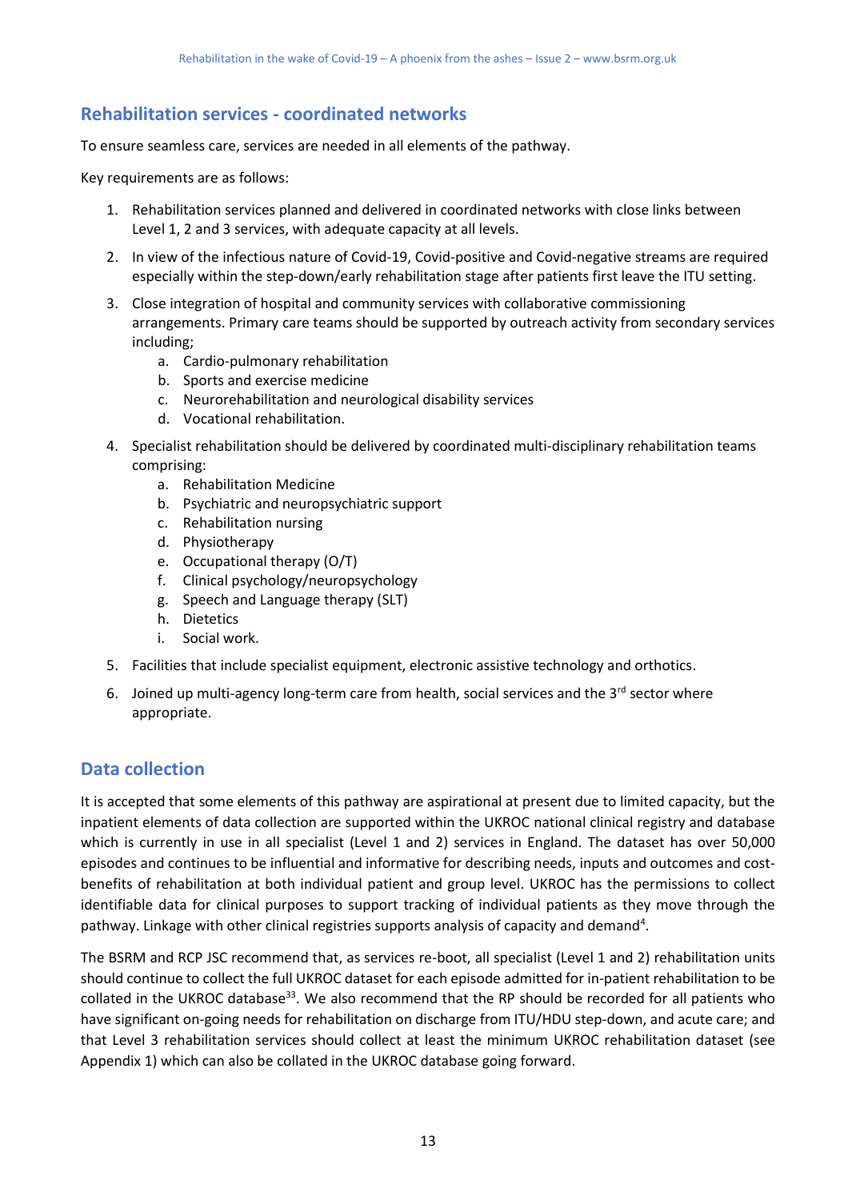## Rehabilitation services - coordinated networks

To ensure seamless care, services are needed in all elements of the pathway.

Key requirements are as follows:

1. Rehabilitation services planned and delivered in coordinated networks with close links between Level 1, 2 and 3 services, with adequate capacity at all levels.
2. In view of the infectious nature of Covid-19, Covid-positive and Covid-negative streams are required especially within the step-down/early rehabilitation stage after patients first leave the ITU setting.
3. Close integration of hospital and community services with collaborative commissioning arrangements. Primary care teams should be supported by outreach activity from secondary services including;
    a. Cardio-pulmonary rehabilitation
    b. Sports and exercise medicine
    c. Neurorehabilitation and neurological disability services
    d. Vocational rehabilitation.
4. Specialist rehabilitation should be delivered by coordinated multi-disciplinary rehabilitation teams comprising:
    a. Rehabilitation Medicine
    b. Psychiatric and neuropsychiatric support
    c. Rehabilitation nursing
    d. Physiotherapy
    e. Occupational therapy (O/T)
    f. Clinical psychology/neuropsychology
    g. Speech and Language therapy (SLT)
    h. Dietetics
    i. Social work.
5. Facilities that include specialist equipment, electronic assistive technology and orthotics.
6. Joined up multi-agency long-term care from health, social services and the 3rd sector where appropriate.

## Data collection

It is accepted that some elements of this pathway are aspirational at present due to limited capacity, but the inpatient elements of data collection are supported within the UKROC national clinical registry and database which is currently in use in all specialist (Level 1 and 2) services in England. The dataset has over 50,000 episodes and continues to be influential and informative for describing needs, inputs and outcomes and cost-benefits of rehabilitation at both individual patient and group level. UKROC has the permissions to collect identifiable data for clinical purposes to support tracking of individual patients as they move through the pathway. Linkage with other clinical registries supports analysis of capacity and demand[4].

The BSRM and RCP JSC recommend that, as services re-boot, all specialist (Level 1 and 2) rehabilitation units should continue to collect the full UKROC dataset for each episode admitted for in-patient rehabilitation to be collated in the UKROC database[33]. We also recommend that the RP should be recorded for all patients who have significant on-going needs for rehabilitation on discharge from ITU/HDU step-down, and acute care; and that Level 3 rehabilitation services should collect at least the minimum UKROC rehabilitation dataset (see Appendix 1) which can also be collated in the UKROC database going forward.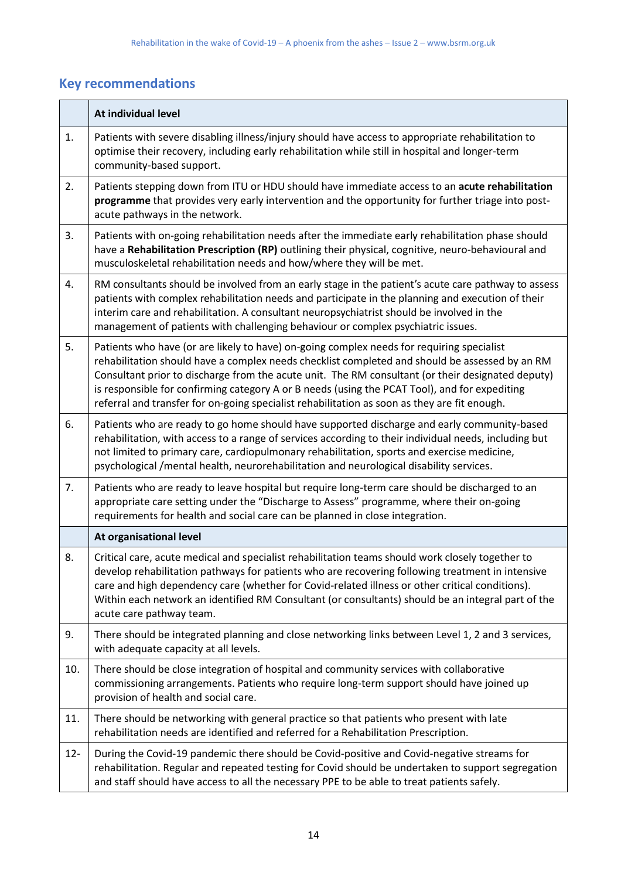## Key recommendations

| | At individual level |
|---|---|
| 1. | Patients with severe disabling illness/injury should have access to appropriate rehabilitation to optimise their recovery, including early rehabilitation while still in hospital and longer-term community-based support. |
| 2. | Patients stepping down from ITU or HDU should have immediate access to an **acute rehabilitation programme** that provides very early intervention and the opportunity for further triage into post-acute pathways in the network. |
| 3. | Patients with on-going rehabilitation needs after the immediate early rehabilitation phase should have a **Rehabilitation Prescription (RP)** outlining their physical, cognitive, neuro-behavioural and musculoskeletal rehabilitation needs and how/where they will be met. |
| 4. | RM consultants should be involved from an early stage in the patient's acute care pathway to assess patients with complex rehabilitation needs and participate in the planning and execution of their interim care and rehabilitation. A consultant neuropsychiatrist should be involved in the management of patients with challenging behaviour or complex psychiatric issues. |
| 5. | Patients who have (or are likely to have) on-going complex needs for requiring specialist rehabilitation should have a complex needs checklist completed and should be assessed by an RM Consultant prior to discharge from the acute unit. The RM consultant (or their designated deputy) is responsible for confirming category A or B needs (using the PCAT Tool), and for expediting referral and transfer for on-going specialist rehabilitation as soon as they are fit enough. |
| 6. | Patients who are ready to go home should have supported discharge and early community-based rehabilitation, with access to a range of services according to their individual needs, including but not limited to primary care, cardiopulmonary rehabilitation, sports and exercise medicine, psychological /mental health, neurorehabilitation and neurological disability services. |
| 7. | Patients who are ready to leave hospital but require long-term care should be discharged to an appropriate care setting under the "Discharge to Assess" programme, where their on-going requirements for health and social care can be planned in close integration. |
| | **At organisational level** |
| 8. | Critical care, acute medical and specialist rehabilitation teams should work closely together to develop rehabilitation pathways for patients who are recovering following treatment in intensive care and high dependency care (whether for Covid-related illness or other critical conditions). Within each network an identified RM Consultant (or consultants) should be an integral part of the acute care pathway team. |
| 9. | There should be integrated planning and close networking links between Level 1, 2 and 3 services, with adequate capacity at all levels. |
| 10. | There should be close integration of hospital and community services with collaborative commissioning arrangements. Patients who require long-term support should have joined up provision of health and social care. |
| 11. | There should be networking with general practice so that patients who present with late rehabilitation needs are identified and referred for a Rehabilitation Prescription. |
| 12- | During the Covid-19 pandemic there should be Covid-positive and Covid-negative streams for rehabilitation. Regular and repeated testing for Covid should be undertaken to support segregation and staff should have access to all the necessary PPE to be able to treat patients safely. |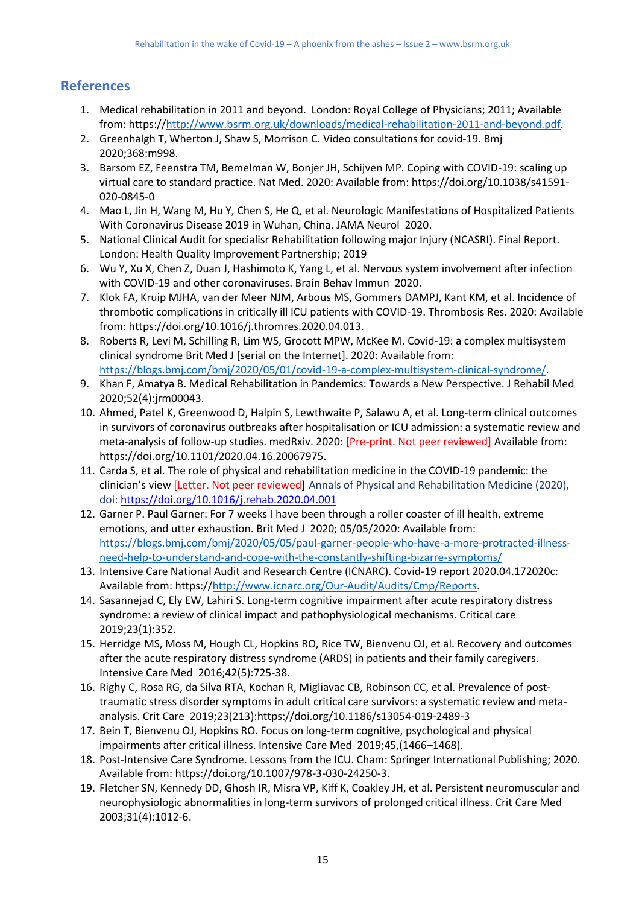## References

1. Medical rehabilitation in 2011 and beyond. London: Royal College of Physicians; 2011; Available from: https://http://www.bsrm.org.uk/downloads/medical-rehabilitation-2011-and-beyond.pdf.
2. Greenhalgh T, Wherton J, Shaw S, Morrison C. Video consultations for covid-19. Bmj 2020;368:m998.
3. Barsom EZ, Feenstra TM, Bemelman W, Bonjer JH, Schijven MP. Coping with COVID-19: scaling up virtual care to standard practice. Nat Med. 2020: Available from: https://doi.org/10.1038/s41591-020-0845-0
4. Mao L, Jin H, Wang M, Hu Y, Chen S, He Q, et al. Neurologic Manifestations of Hospitalized Patients With Coronavirus Disease 2019 in Wuhan, China. JAMA Neurol 2020.
5. National Clinical Audit for specialisr Rehabilitation following major Injury (NCASRI). Final Report. London: Health Quality Improvement Partnership; 2019
6. Wu Y, Xu X, Chen Z, Duan J, Hashimoto K, Yang L, et al. Nervous system involvement after infection with COVID-19 and other coronaviruses. Brain Behav Immun 2020.
7. Klok FA, Kruip MJHA, van der Meer NJM, Arbous MS, Gommers DAMPJ, Kant KM, et al. Incidence of thrombotic complications in critically ill ICU patients with COVID-19. Thrombosis Res. 2020: Available from: https://doi.org/10.1016/j.thromres.2020.04.013.
8. Roberts R, Levi M, Schilling R, Lim WS, Grocott MPW, McKee M. Covid-19: a complex multisystem clinical syndrome Brit Med J [serial on the Internet]. 2020: Available from: https://blogs.bmj.com/bmj/2020/05/01/covid-19-a-complex-multisystem-clinical-syndrome/.
9. Khan F, Amatya B. Medical Rehabilitation in Pandemics: Towards a New Perspective. J Rehabil Med 2020;52(4):jrm00043.
10. Ahmed, Patel K, Greenwood D, Halpin S, Lewthwaite P, Salawu A, et al. Long-term clinical outcomes in survivors of coronavirus outbreaks after hospitalisation or ICU admission: a systematic review and meta-analysis of follow-up studies. medRxiv. 2020: [Pre-print. Not peer reviewed] Available from: https://doi.org/10.1101/2020.04.16.20067975.
11. Carda S, et al. The role of physical and rehabilitation medicine in the COVID-19 pandemic: the clinician's view [Letter. Not peer reviewed] Annals of Physical and Rehabilitation Medicine (2020), doi: https://doi.org/10.1016/j.rehab.2020.04.001
12. Garner P. Paul Garner: For 7 weeks I have been through a roller coaster of ill health, extreme emotions, and utter exhaustion. Brit Med J 2020; 05/05/2020: Available from: https://blogs.bmj.com/bmj/2020/05/05/paul-garner-people-who-have-a-more-protracted-illness-need-help-to-understand-and-cope-with-the-constantly-shifting-bizarre-symptoms/
13. Intensive Care National Audit and Research Centre (ICNARC). Covid-19 report 2020.04.172020c: Available from: https://http://www.icnarc.org/Our-Audit/Audits/Cmp/Reports.
14. Sasannejad C, Ely EW, Lahiri S. Long-term cognitive impairment after acute respiratory distress syndrome: a review of clinical impact and pathophysiological mechanisms. Critical care 2019;23(1):352.
15. Herridge MS, Moss M, Hough CL, Hopkins RO, Rice TW, Bienvenu OJ, et al. Recovery and outcomes after the acute respiratory distress syndrome (ARDS) in patients and their family caregivers. Intensive Care Med 2016;42(5):725-38.
16. Righy C, Rosa RG, da Silva RTA, Kochan R, Migliavac CB, Robinson CC, et al. Prevalence of post-traumatic stress disorder symptoms in adult critical care survivors: a systematic review and meta-analysis. Crit Care 2019;23(213):https://doi.org/10.1186/s13054-019-2489-3
17. Bein T, Bienvenu OJ, Hopkins RO. Focus on long-term cognitive, psychological and physical impairments after critical illness. Intensive Care Med 2019;45,(1466–1468).
18. Post-Intensive Care Syndrome. Lessons from the ICU. Cham: Springer International Publishing; 2020. Available from: https://doi.org/10.1007/978-3-030-24250-3.
19. Fletcher SN, Kennedy DD, Ghosh IR, Misra VP, Kiff K, Coakley JH, et al. Persistent neuromuscular and neurophysiologic abnormalities in long-term survivors of prolonged critical illness. Crit Care Med 2003;31(4):1012-6.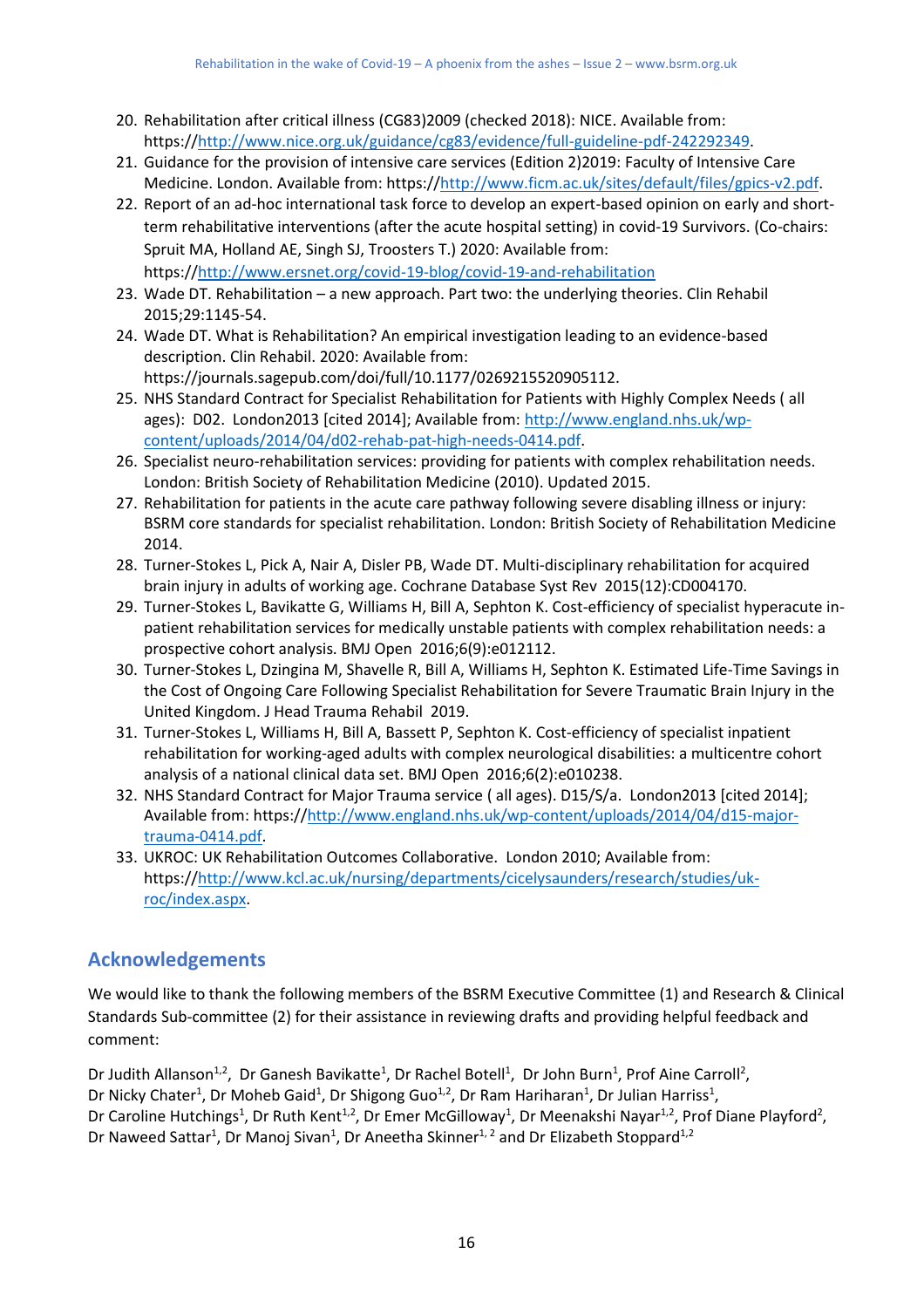20. Rehabilitation after critical illness (CG83)2009 (checked 2018): NICE. Available from: https://http://www.nice.org.uk/guidance/cg83/evidence/full-guideline-pdf-242292349.
21. Guidance for the provision of intensive care services (Edition 2)2019: Faculty of Intensive Care Medicine. London. Available from: https://http://www.ficm.ac.uk/sites/default/files/gpics-v2.pdf.
22. Report of an ad-hoc international task force to develop an expert-based opinion on early and short-term rehabilitative interventions (after the acute hospital setting) in covid-19 Survivors. (Co-chairs: Spruit MA, Holland AE, Singh SJ, Troosters T.) 2020: Available from: https://http://www.ersnet.org/covid-19-blog/covid-19-and-rehabilitation
23. Wade DT. Rehabilitation – a new approach. Part two: the underlying theories. Clin Rehabil 2015;29:1145-54.
24. Wade DT. What is Rehabilitation? An empirical investigation leading to an evidence-based description. Clin Rehabil. 2020: Available from: https://journals.sagepub.com/doi/full/10.1177/0269215520905112.
25. NHS Standard Contract for Specialist Rehabilitation for Patients with Highly Complex Needs ( all ages): D02. London2013 [cited 2014]; Available from: http://www.england.nhs.uk/wp-content/uploads/2014/04/d02-rehab-pat-high-needs-0414.pdf.
26. Specialist neuro-rehabilitation services: providing for patients with complex rehabilitation needs. London: British Society of Rehabilitation Medicine (2010). Updated 2015.
27. Rehabilitation for patients in the acute care pathway following severe disabling illness or injury: BSRM core standards for specialist rehabilitation. London: British Society of Rehabilitation Medicine 2014.
28. Turner-Stokes L, Pick A, Nair A, Disler PB, Wade DT. Multi-disciplinary rehabilitation for acquired brain injury in adults of working age. Cochrane Database Syst Rev 2015(12):CD004170.
29. Turner-Stokes L, Bavikatte G, Williams H, Bill A, Sephton K. Cost-efficiency of specialist hyperacute in-patient rehabilitation services for medically unstable patients with complex rehabilitation needs: a prospective cohort analysis. BMJ Open 2016;6(9):e012112.
30. Turner-Stokes L, Dzingina M, Shavelle R, Bill A, Williams H, Sephton K. Estimated Life-Time Savings in the Cost of Ongoing Care Following Specialist Rehabilitation for Severe Traumatic Brain Injury in the United Kingdom. J Head Trauma Rehabil 2019.
31. Turner-Stokes L, Williams H, Bill A, Bassett P, Sephton K. Cost-efficiency of specialist inpatient rehabilitation for working-aged adults with complex neurological disabilities: a multicentre cohort analysis of a national clinical data set. BMJ Open 2016;6(2):e010238.
32. NHS Standard Contract for Major Trauma service ( all ages). D15/S/a. London2013 [cited 2014]; Available from: https://http://www.england.nhs.uk/wp-content/uploads/2014/04/d15-major-trauma-0414.pdf.
33. UKROC: UK Rehabilitation Outcomes Collaborative. London 2010; Available from: https://http://www.kcl.ac.uk/nursing/departments/cicelysaunders/research/studies/uk-roc/index.aspx.

## Acknowledgements

We would like to thank the following members of the BSRM Executive Committee (1) and Research & Clinical Standards Sub-committee (2) for their assistance in reviewing drafts and providing helpful feedback and comment:

Dr Judith Allanson[1,2], Dr Ganesh Bavikatte[1], Dr Rachel Botell[1], Dr John Burn[1], Prof Aine Carroll[2], Dr Nicky Chater[1], Dr Moheb Gaid[1], Dr Shigong Guo[1,2], Dr Ram Hariharan[1], Dr Julian Harriss[1], Dr Caroline Hutchings[1], Dr Ruth Kent[1,2], Dr Emer McGilloway[1], Dr Meenakshi Nayar[1,2], Prof Diane Playford[2], Dr Naweed Sattar[1], Dr Manoj Sivan[1], Dr Aneetha Skinner[1,2] and Dr Elizabeth Stoppard[1,2]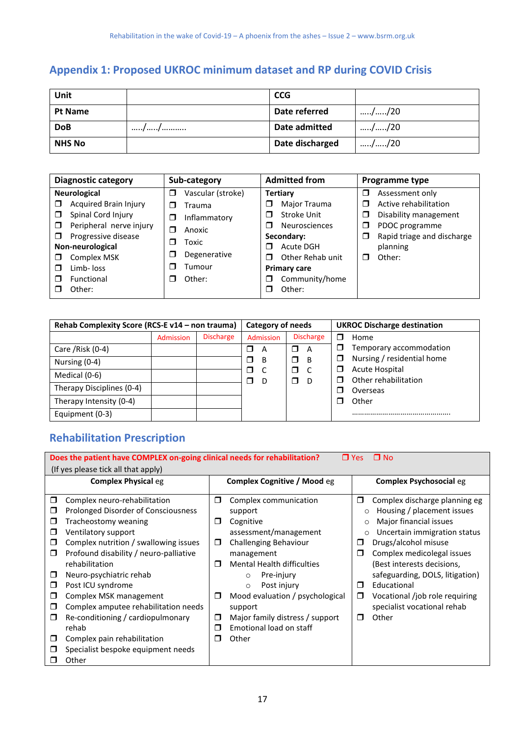## Appendix 1: Proposed UKROC minimum dataset and RP during COVID Crisis

| | | | |
|---|---|---|---|
| **Unit** | | **CCG** | |
| **Pt Name** | | **Date referred** | …../…../20 |
| **DoB** | …../…../………. | **Date admitted** | …../…../20 |
| **NHS No** | | **Date discharged** | …../…../20 |

| Diagnostic category | Sub-category | Admitted from | Programme type |
|---|---|---|---|
| **Neurological**<br>❒ Acquired Brain Injury<br>❒ Spinal Cord Injury<br>❒ Peripheral nerve injury<br>❒ Progressive disease<br>**Non-neurological**<br>❒ Complex MSK<br>❒ Limb- loss<br>❒ Functional<br>❒ Other: | ❒ Vascular (stroke)<br>❒ Trauma<br>❒ Inflammatory<br>❒ Anoxic<br>❒ Toxic<br>❒ Degenerative<br>❒ Tumour<br>❒ Other: | **Tertiary**<br>❒ Major Trauma<br>❒ Stroke Unit<br>❒ Neurosciences<br>**Secondary:**<br>❒ Acute DGH<br>❒ Other Rehab unit<br>**Primary care**<br>❒ Community/home<br>❒ Other: | ❒ Assessment only<br>❒ Active rehabilitation<br>❒ Disability management<br>❒ PDOC programme<br>❒ Rapid triage and discharge planning<br>❒ Other: |

| Rehab Complexity Score (RCS-E v14 – non trauma) | | | Category of needs | | UKROC Discharge destination |
|---|---|---|---|---|---|
| | Admission | Discharge | Admission | Discharge | ❒ Home<br>❒ Temporary accommodation<br>❒ Nursing / residential home<br>❒ Acute Hospital<br>❒ Other rehabilitation<br>❒ Overseas<br>❒ Other<br>………………………………………… |
| Care /Risk (0-4) | | | ❒ A | ❒ A | |
| Nursing (0-4) | | | ❒ B | ❒ B | |
| Medical (0-6) | | | ❒ C | ❒ C | |
| Therapy Disciplines (0-4) | | | ❒ D | ❒ D | |
| Therapy Intensity (0-4) | | | | | |
| Equipment (0-3) | | | | | |

## Rehabilitation Prescription

**Does the patient have COMPLEX on-going clinical needs for rehabilitation?** ❒ Yes ❒ No
(If yes please tick all that apply)

| **Complex Physical** eg | **Complex Cognitive / Mood** eg | **Complex Psychosocial** eg |
|---|---|---|
| ❒ Complex neuro-rehabilitation<br>❒ Prolonged Disorder of Consciousness<br>❒ Tracheostomy weaning<br>❒ Ventilatory support<br>❒ Complex nutrition / swallowing issues<br>❒ Profound disability / neuro-palliative rehabilitation<br>❒ Neuro-psychiatric rehab<br>❒ Post ICU syndrome<br>❒ Complex MSK management<br>❒ Complex amputee rehabilitation needs<br>❒ Re-conditioning / cardiopulmonary rehab<br>❒ Complex pain rehabilitation<br>❒ Specialist bespoke equipment needs<br>❒ Other | ❒ Complex communication support<br>❒ Cognitive assessment/management<br>❒ Challenging Behaviour management<br>❒ Mental Health difficulties<br>○ Pre-injury<br>○ Post injury<br>❒ Mood evaluation / psychological support<br>❒ Major family distress / support<br>❒ Emotional load on staff<br>❒ Other | ❒ Complex discharge planning eg<br>○ Housing / placement issues<br>○ Major financial issues<br>○ Uncertain immigration status<br>❒ Drugs/alcohol misuse<br>❒ Complex medicolegal issues (Best interests decisions, safeguarding, DOLS, litigation)<br>❒ Educational<br>❒ Vocational /job role requiring specialist vocational rehab<br>❒ Other |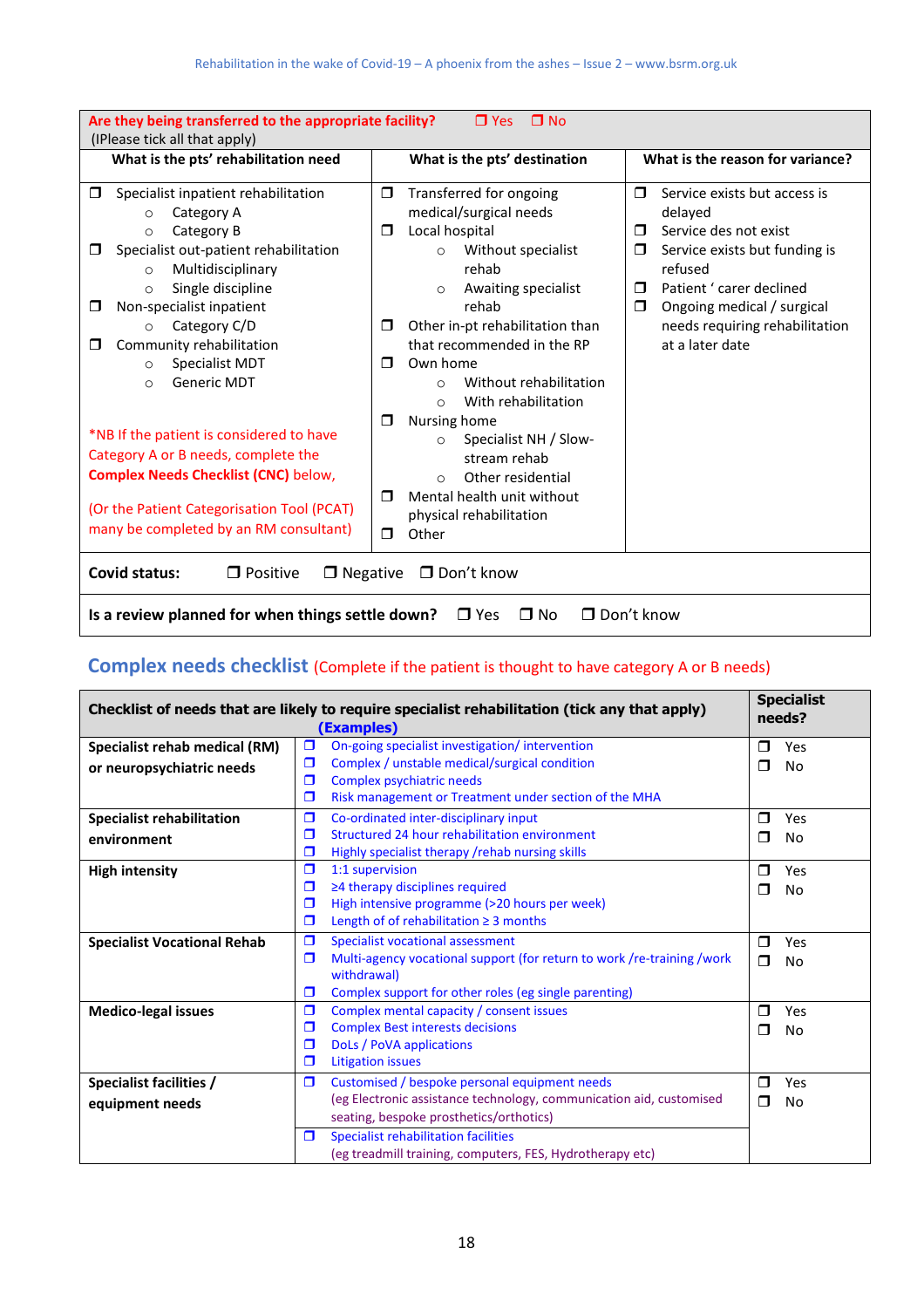**Are they being transferred to the appropriate facility?** ❒ Yes ❒ No
(IPlease tick all that apply)

| What is the pts' rehabilitation need | What is the pts' destination | What is the reason for variance? |
|---|---|---|
| ❒ Specialist inpatient rehabilitation<br>○ Category A<br>○ Category B<br>❒ Specialist out-patient rehabilitation<br>○ Multidisciplinary<br>○ Single discipline<br>❒ Non-specialist inpatient<br>○ Category C/D<br>❒ Community rehabilitation<br>○ Specialist MDT<br>○ Generic MDT<br><br>*NB If the patient is considered to have Category A or B needs, complete the **Complex Needs Checklist (CNC)** below,<br><br>(Or the Patient Categorisation Tool (PCAT) many be completed by an RM consultant) | ❒ Transferred for ongoing medical/surgical needs<br>❒ Local hospital<br>○ Without specialist rehab<br>○ Awaiting specialist rehab<br>❒ Other in-pt rehabilitation than that recommended in the RP<br>❒ Own home<br>○ Without rehabilitation<br>○ With rehabilitation<br>❒ Nursing home<br>○ Specialist NH / Slow-stream rehab<br>○ Other residential<br>❒ Mental health unit without physical rehabilitation<br>❒ Other | ❒ Service exists but access is delayed<br>❒ Service des not exist<br>❒ Service exists but funding is refused<br>❒ Patient ' carer declined<br>❒ Ongoing medical / surgical needs requiring rehabilitation at a later date |

**Covid status:** ❒ Positive ❒ Negative ❒ Don't know

**Is a review planned for when things settle down?** ❒ Yes ❒ No ❒ Don't know

## Complex needs checklist (Complete if the patient is thought to have category A or B needs)

| Checklist of needs that are likely to require specialist rehabilitation (tick any that apply) (Examples) | | Specialist needs? |
|---|---|---|
| **Specialist rehab medical (RM) or neuropsychiatric needs** | ❒ On-going specialist investigation/ intervention<br>❒ Complex / unstable medical/surgical condition<br>❒ Complex psychiatric needs<br>❒ Risk management or Treatment under section of the MHA | ❒ Yes<br>❒ No |
| **Specialist rehabilitation environment** | ❒ Co-ordinated inter-disciplinary input<br>❒ Structured 24 hour rehabilitation environment<br>❒ Highly specialist therapy /rehab nursing skills | ❒ Yes<br>❒ No |
| **High intensity** | ❒ 1:1 supervision<br>❒ ≥4 therapy disciplines required<br>❒ High intensive programme (>20 hours per week)<br>❒ Length of of rehabilitation ≥ 3 months | ❒ Yes<br>❒ No |
| **Specialist Vocational Rehab** | ❒ Specialist vocational assessment<br>❒ Multi-agency vocational support (for return to work /re-training /work withdrawal)<br>❒ Complex support for other roles (eg single parenting) | ❒ Yes<br>❒ No |
| **Medico-legal issues** | ❒ Complex mental capacity / consent issues<br>❒ Complex Best interests decisions<br>❒ DoLs / PoVA applications<br>❒ Litigation issues | ❒ Yes<br>❒ No |
| **Specialist facilities / equipment needs** | ❒ Customised / bespoke personal equipment needs (eg Electronic assistance technology, communication aid, customised seating, bespoke prosthetics/orthotics)<br>❒ Specialist rehabilitation facilities (eg treadmill training, computers, FES, Hydrotherapy etc) | ❒ Yes<br>❒ No |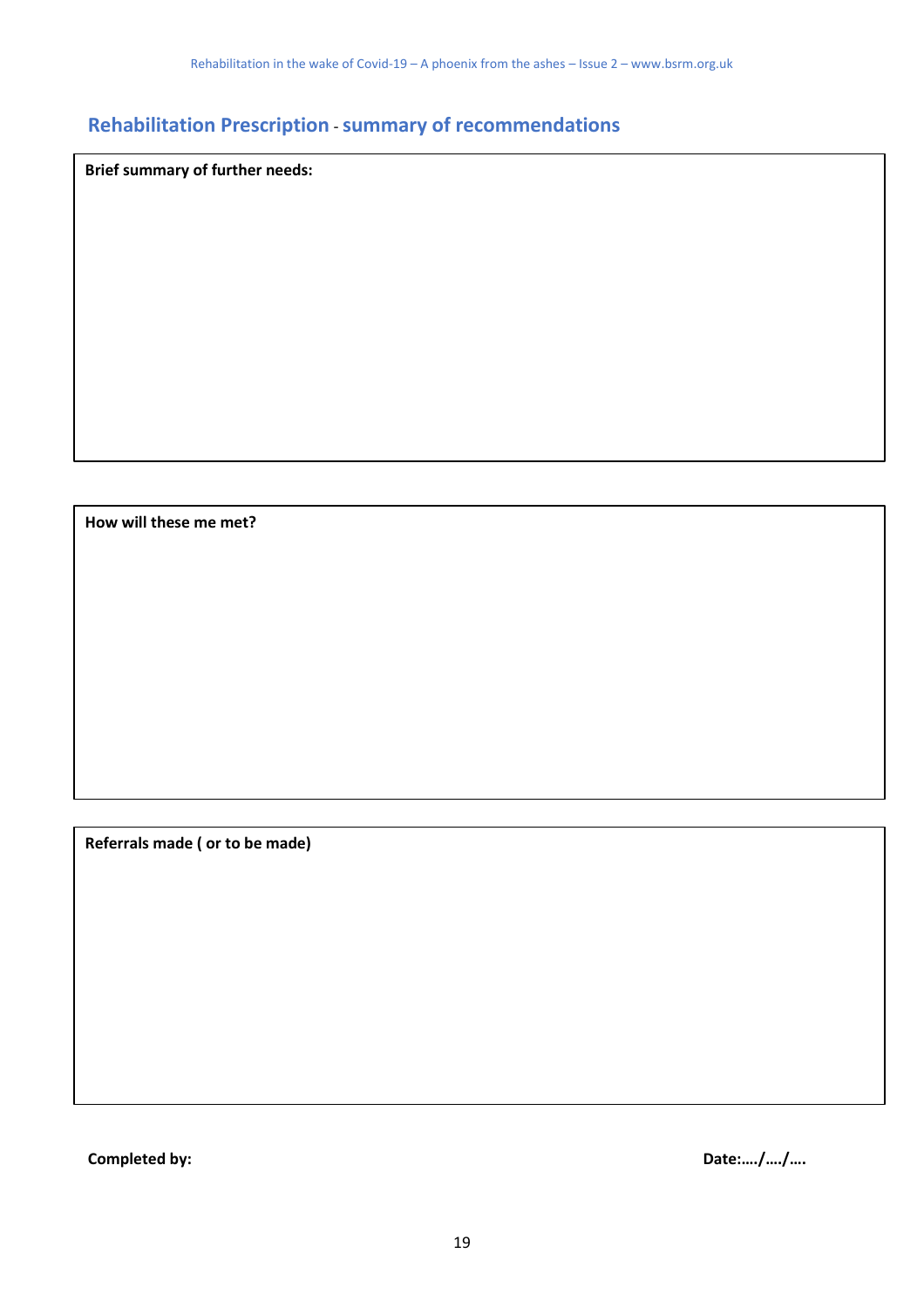## Rehabilitation Prescription - summary of recommendations

**Brief summary of further needs:**

**How will these me met?**

**Referrals made ( or to be made)**

**Completed by:** **Date:…./…./….**